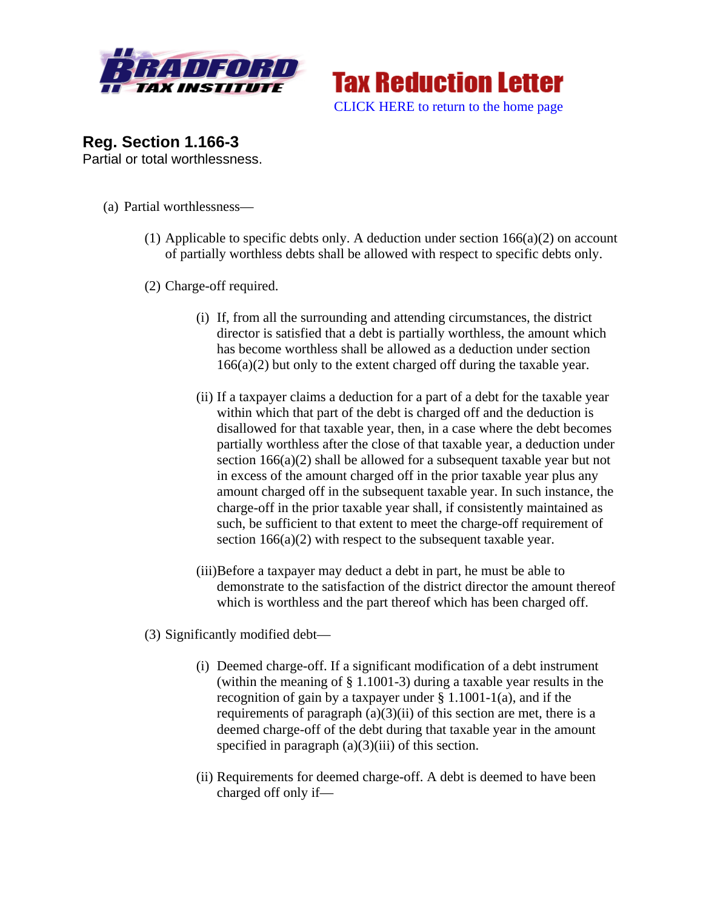Bradford Tax Institute

Tax Reduction Letter

CLICK HERE to return to the home page

## Reg. Section 1.166-3

Partial or total worthlessness.

(a) Partial worthlessness—

(1) Applicable to specific debts only. A deduction under section 166(a)(2) on account of partially worthless debts shall be allowed with respect to specific debts only.

(2) Charge-off required.

(i) If, from all the surrounding and attending circumstances, the district director is satisfied that a debt is partially worthless, the amount which has become worthless shall be allowed as a deduction under section 166(a)(2) but only to the extent charged off during the taxable year.

(ii) If a taxpayer claims a deduction for a part of a debt for the taxable year within which that part of the debt is charged off and the deduction is disallowed for that taxable year, then, in a case where the debt becomes partially worthless after the close of that taxable year, a deduction under section 166(a)(2) shall be allowed for a subsequent taxable year but not in excess of the amount charged off in the prior taxable year plus any amount charged off in the subsequent taxable year. In such instance, the charge-off in the prior taxable year shall, if consistently maintained as such, be sufficient to that extent to meet the charge-off requirement of section 166(a)(2) with respect to the subsequent taxable year.

(iii) Before a taxpayer may deduct a debt in part, he must be able to demonstrate to the satisfaction of the district director the amount thereof which is worthless and the part thereof which has been charged off.

(3) Significantly modified debt—

(i) Deemed charge-off. If a significant modification of a debt instrument (within the meaning of § 1.1001-3) during a taxable year results in the recognition of gain by a taxpayer under § 1.1001-1(a), and if the requirements of paragraph (a)(3)(ii) of this section are met, there is a deemed charge-off of the debt during that taxable year in the amount specified in paragraph (a)(3)(iii) of this section.

(ii) Requirements for deemed charge-off. A debt is deemed to have been charged off only if—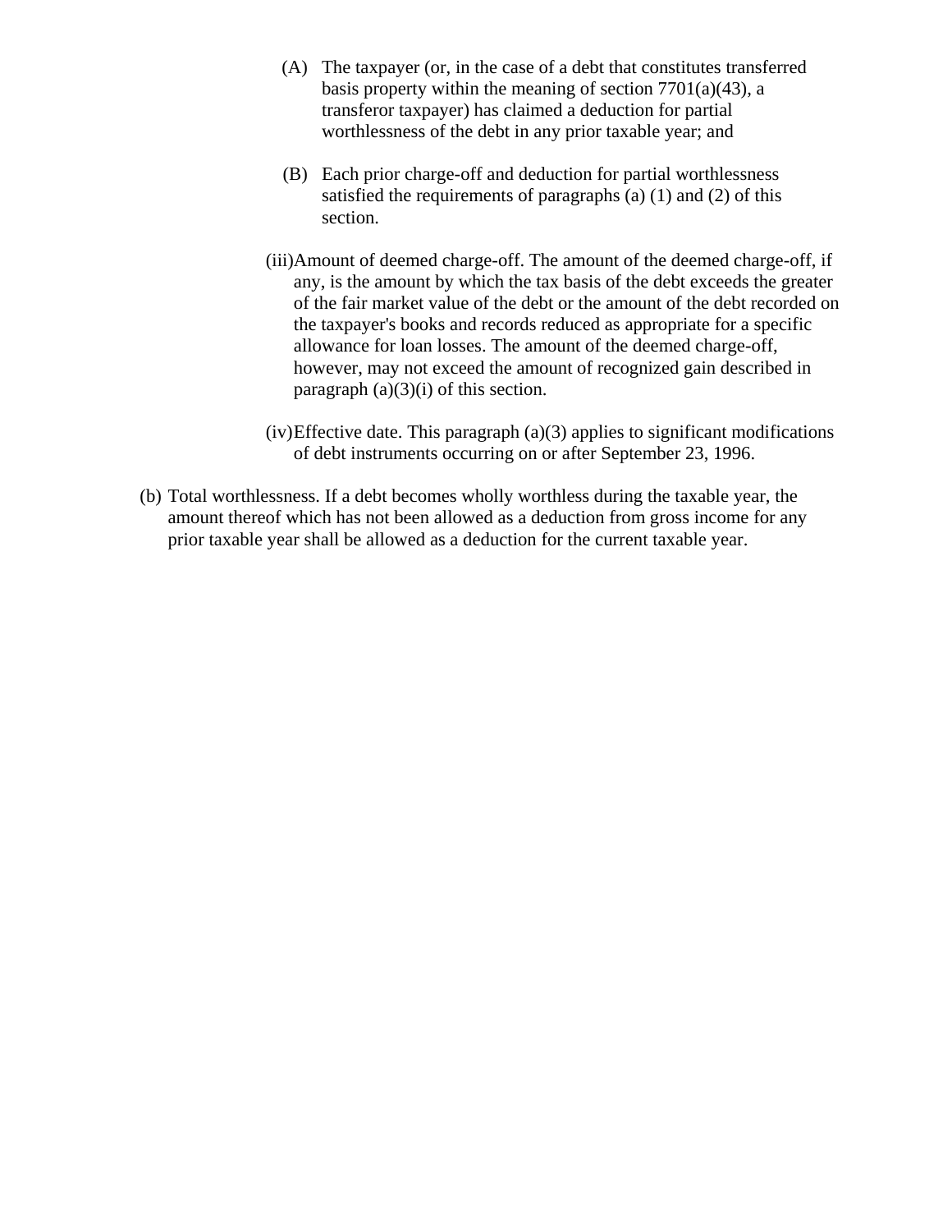(A) The taxpayer (or, in the case of a debt that constitutes transferred basis property within the meaning of section 7701(a)(43), a transferor taxpayer) has claimed a deduction for partial worthlessness of the debt in any prior taxable year; and

(B) Each prior charge-off and deduction for partial worthlessness satisfied the requirements of paragraphs (a) (1) and (2) of this section.

(iii) Amount of deemed charge-off. The amount of the deemed charge-off, if any, is the amount by which the tax basis of the debt exceeds the greater of the fair market value of the debt or the amount of the debt recorded on the taxpayer's books and records reduced as appropriate for a specific allowance for loan losses. The amount of the deemed charge-off, however, may not exceed the amount of recognized gain described in paragraph (a)(3)(i) of this section.

(iv) Effective date. This paragraph (a)(3) applies to significant modifications of debt instruments occurring on or after September 23, 1996.

(b) Total worthlessness. If a debt becomes wholly worthless during the taxable year, the amount thereof which has not been allowed as a deduction from gross income for any prior taxable year shall be allowed as a deduction for the current taxable year.